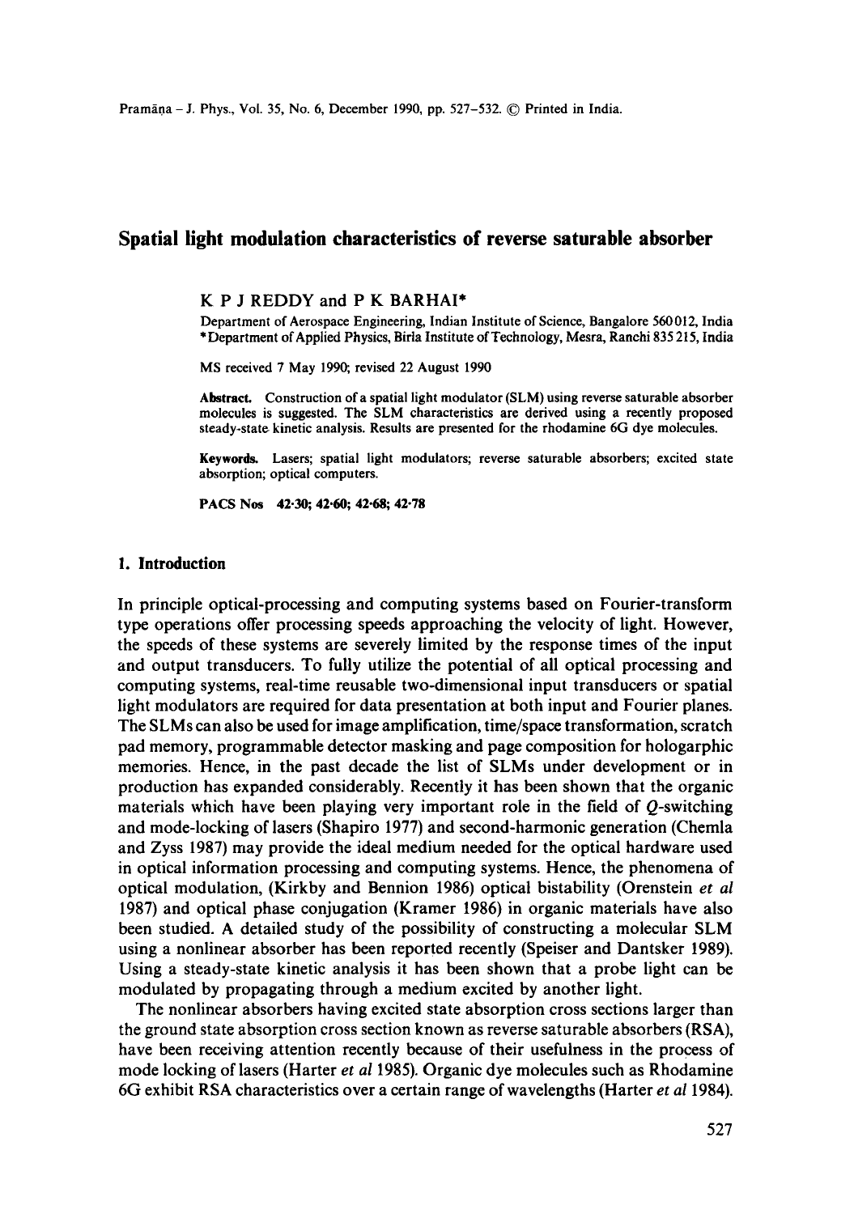# Spatial light modulation characteristics of reverse saturable absorber

K P J REDDY and P K BARHAI*

Department of Aerospace Engineering, Indian Institute of Science, Bangalore 560 012, India
*Department of Applied Physics, Birla Institute of Technology, Mesra, Ranchi 835 215, India

MS received 7 May 1990; revised 22 August 1990

**Abstract.** Construction of a spatial light modulator (SLM) using reverse saturable absorber molecules is suggested. The SLM characteristics are derived using a recently proposed steady-state kinetic analysis. Results are presented for the rhodamine 6G dye molecules.

**Keywords.** Lasers; spatial light modulators; reverse saturable absorbers; excited state absorption; optical computers.

**PACS Nos 42·30; 42·60; 42·68; 42·78**

## 1. Introduction

In principle optical-processing and computing systems based on Fourier-transform type operations offer processing speeds approaching the velocity of light. However, the speeds of these systems are severely limited by the response times of the input and output transducers. To fully utilize the potential of all optical processing and computing systems, real-time reusable two-dimensional input transducers or spatial light modulators are required for data presentation at both input and Fourier planes. The SLMs can also be used for image amplification, time/space transformation, scratch pad memory, programmable detector masking and page composition for hologarphic memories. Hence, in the past decade the list of SLMs under development or in production has expanded considerably. Recently it has been shown that the organic materials which have been playing very important role in the field of $Q$-switching and mode-locking of lasers (Shapiro 1977) and second-harmonic generation (Chemla and Zyss 1987) may provide the ideal medium needed for the optical hardware used in optical information processing and computing systems. Hence, the phenomena of optical modulation, (Kirkby and Bennion 1986) optical bistability (Orenstein *et al* 1987) and optical phase conjugation (Kramer 1986) in organic materials have also been studied. A detailed study of the possibility of constructing a molecular SLM using a nonlinear absorber has been reported recently (Speiser and Dantsker 1989). Using a steady-state kinetic analysis it has been shown that a probe light can be modulated by propagating through a medium excited by another light.

The nonlinear absorbers having excited state absorption cross sections larger than the ground state absorption cross section known as reverse saturable absorbers (RSA), have been receiving attention recently because of their usefulness in the process of mode locking of lasers (Harter *et al* 1985). Organic dye molecules such as Rhodamine 6G exhibit RSA characteristics over a certain range of wavelengths (Harter *et al* 1984).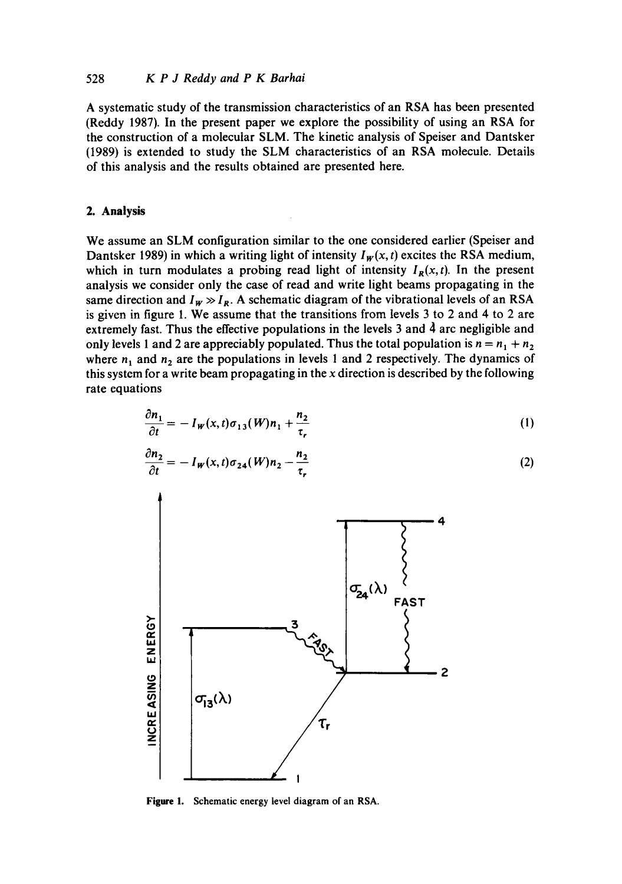A systematic study of the transmission characteristics of an RSA has been presented (Reddy 1987). In the present paper we explore the possibility of using an RSA for the construction of a molecular SLM. The kinetic analysis of Speiser and Dantsker (1989) is extended to study the SLM characteristics of an RSA molecule. Details of this analysis and the results obtained are presented here.

## 2. Analysis

We assume an SLM configuration similar to the one considered earlier (Speiser and Dantsker 1989) in which a writing light of intensity $I_W(x,t)$ excites the RSA medium, which in turn modulates a probing read light of intensity $I_R(x,t)$. In the present analysis we consider only the case of read and write light beams propagating in the same direction and $I_W \gg I_R$. A schematic diagram of the vibrational levels of an RSA is given in figure 1. We assume that the transitions from levels 3 to 2 and 4 to 2 are extremely fast. Thus the effective populations in the levels 3 and 4 arc negligible and only levels 1 and 2 are appreciably populated. Thus the total population is $n = n_1 + n_2$ where $n_1$ and $n_2$ are the populations in levels 1 and 2 respectively. The dynamics of this system for a write beam propagating in the $x$ direction is described by the following rate equations

$$\frac{\partial n_1}{\partial t} = -I_W(x,t)\sigma_{13}(W)n_1 + \frac{n_2}{\tau_r} \tag{1}$$

$$\frac{\partial n_2}{\partial t} = -I_W(x,t)\sigma_{24}(W)n_2 - \frac{n_2}{\tau_r} \tag{2}$$

Figure 1. Schematic energy level diagram of an RSA.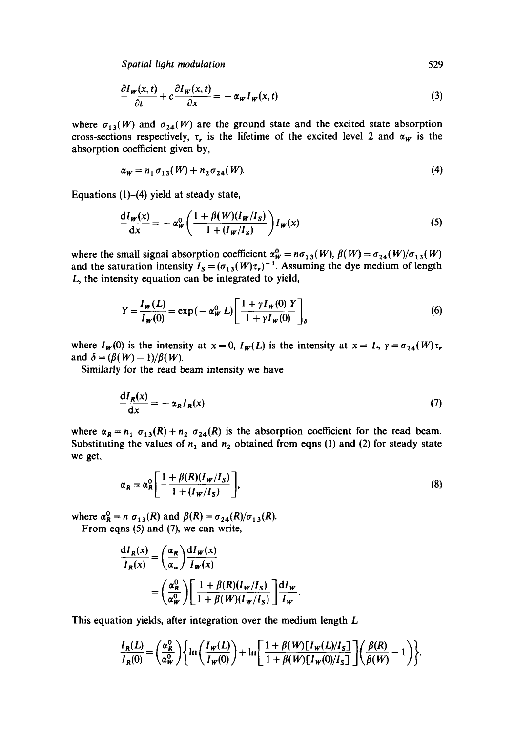$$\frac{\partial I_W(x,t)}{\partial t} + c\frac{\partial I_W(x,t)}{\partial x} = -\alpha_W I_W(x,t) \tag{3}$$

where $\sigma_{13}(W)$ and $\sigma_{24}(W)$ are the ground state and the excited state absorption cross-sections respectively, $\tau_r$ is the lifetime of the excited level 2 and $\alpha_W$ is the absorption coefficient given by,

$$\alpha_W = n_1\sigma_{13}(W) + n_2\sigma_{24}(W). \tag{4}$$

Equations (1)–(4) yield at steady state,

$$\frac{\mathrm{d}I_W(x)}{\mathrm{d}x} = -\alpha_W^0\left(\frac{1+\beta(W)(I_W/I_S)}{1+(I_W/I_S)}\right)I_W(x) \tag{5}$$

where the small signal absorption coefficient $\alpha_W^0 = n\sigma_{13}(W)$, $\beta(W) = \sigma_{24}(W)/\sigma_{13}(W)$ and the saturation intensity $I_S = (\sigma_{13}(W)\tau_r)^{-1}$. Assuming the dye medium of length $L$, the intensity equation can be integrated to yield,

$$Y = \frac{I_W(L)}{I_W(0)} = \exp(-\alpha_W^0 L)\left[\frac{1+\gamma I_W(0)\,Y}{1+\gamma I_W(0)}\right]_\delta \tag{6}$$

where $I_W(0)$ is the intensity at $x = 0$, $I_W(L)$ is the intensity at $x = L$, $\gamma = \sigma_{24}(W)\tau_r$ and $\delta = (\beta(W) - 1)/\beta(W)$.

Similarly for the read beam intensity we have

$$\frac{\mathrm{d}I_R(x)}{\mathrm{d}x} = -\alpha_R I_R(x) \tag{7}$$

where $\alpha_R = n_1\,\sigma_{13}(R) + n_2\,\sigma_{24}(R)$ is the absorption coefficient for the read beam. Substituting the values of $n_1$ and $n_2$ obtained from eqns (1) and (2) for steady state we get,

$$\alpha_R = \alpha_R^0\left[\frac{1+\beta(R)(I_W/I_S)}{1+(I_W/I_S)}\right], \tag{8}$$

where $\alpha_R^0 = n\,\sigma_{13}(R)$ and $\beta(R) = \sigma_{24}(R)/\sigma_{13}(R)$.

From eqns (5) and (7), we can write,

$$\frac{\mathrm{d}I_R(x)}{I_R(x)} = \left(\frac{\alpha_R}{\alpha_w}\right)\frac{\mathrm{d}I_W(x)}{I_W(x)}$$

$$= \left(\frac{\alpha_R^0}{\alpha_W^0}\right)\left[\frac{1+\beta(R)(I_W/I_S)}{1+\beta(W)(I_W/I_S)}\right]\frac{\mathrm{d}I_W}{I_W}.$$

This equation yields, after integration over the medium length $L$

$$\frac{I_R(L)}{I_R(0)} = \left(\frac{\alpha_R^0}{\alpha_W^0}\right)\left\{\ln\left(\frac{I_W(L)}{I_W(0)}\right) + \ln\left[\frac{1+\beta(W)[I_W(L)/I_S]}{1+\beta(W)[I_W(0)/I_S]}\right]\left(\frac{\beta(R)}{\beta(W)} - 1\right)\right\}.$$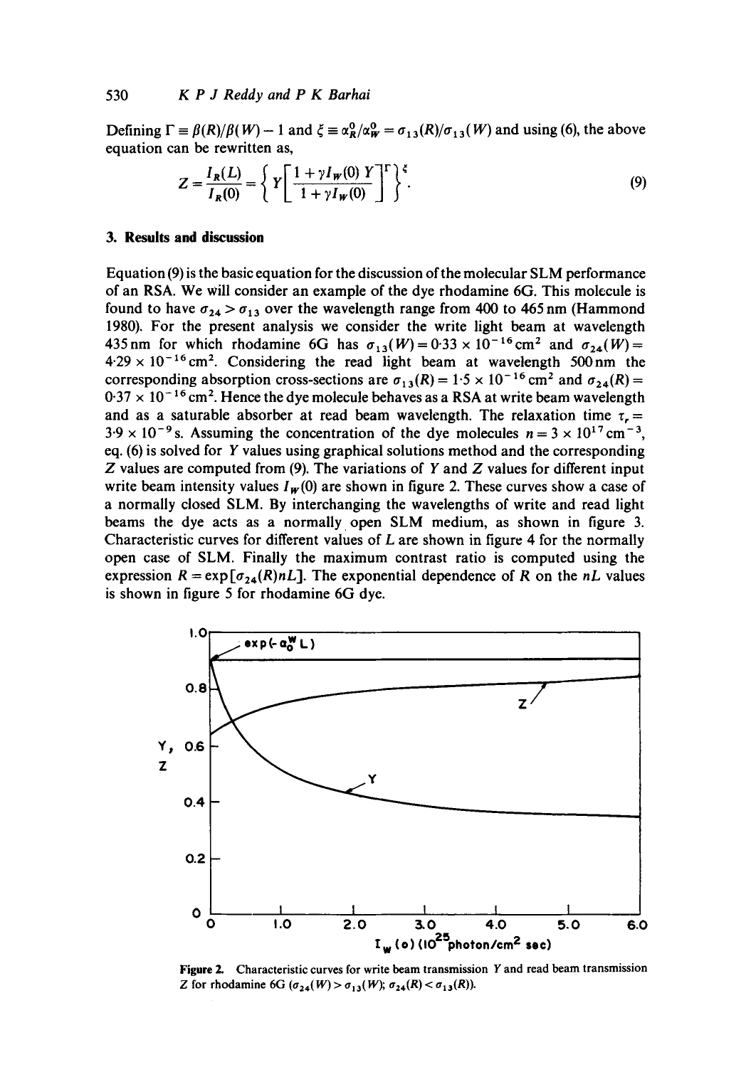Defining $\Gamma \equiv \beta(R)/\beta(W) - 1$ and $\xi \equiv \alpha_R^0/\alpha_W^0 = \sigma_{13}(R)/\sigma_{13}(W)$ and using (6), the above equation can be rewritten as,

$$Z = \frac{I_R(L)}{I_R(0)} = \left\{ Y \left[ \frac{1 + \gamma I_W(0)\, Y}{1 + \gamma I_W(0)} \right]^{\Gamma} \right\}^{\xi}. \tag{9}$$

## 3. Results and discussion

Equation (9) is the basic equation for the discussion of the molecular SLM performance of an RSA. We will consider an example of the dye rhodamine 6G. This molecule is found to have $\sigma_{24} > \sigma_{13}$ over the wavelength range from 400 to 465 nm (Hammond 1980). For the present analysis we consider the write light beam at wavelength 435 nm for which rhodamine 6G has $\sigma_{13}(W) = 0{\cdot}33 \times 10^{-16}\,\mathrm{cm}^2$ and $\sigma_{24}(W) = 4{\cdot}29 \times 10^{-16}\,\mathrm{cm}^2$. Considering the read light beam at wavelength 500 nm the corresponding absorption cross-sections are $\sigma_{13}(R) = 1{\cdot}5 \times 10^{-16}\,\mathrm{cm}^2$ and $\sigma_{24}(R) = 0{\cdot}37 \times 10^{-16}\,\mathrm{cm}^2$. Hence the dye molecule behaves as a RSA at write beam wavelength and as a saturable absorber at read beam wavelength. The relaxation time $\tau_r = 3{\cdot}9 \times 10^{-9}$ s. Assuming the concentration of the dye molecules $n = 3 \times 10^{17}\,\mathrm{cm}^{-3}$, eq. (6) is solved for $Y$ values using graphical solutions method and the corresponding $Z$ values are computed from (9). The variations of $Y$ and $Z$ values for different input write beam intensity values $I_W(0)$ are shown in figure 2. These curves show a case of a normally closed SLM. By interchanging the wavelengths of write and read light beams the dye acts as a normally open SLM medium, as shown in figure 3. Characteristic curves for different values of $L$ are shown in figure 4 for the normally open case of SLM. Finally the maximum contrast ratio is computed using the expression $R = \exp[\sigma_{24}(R) n L]$. The exponential dependence of $R$ on the $nL$ values is shown in figure 5 for rhodamine 6G dye.

**Figure 2.** Characteristic curves for write beam transmission $Y$ and read beam transmission $Z$ for rhodamine 6G ($\sigma_{24}(W) > \sigma_{13}(W)$; $\sigma_{24}(R) < \sigma_{13}(R)$).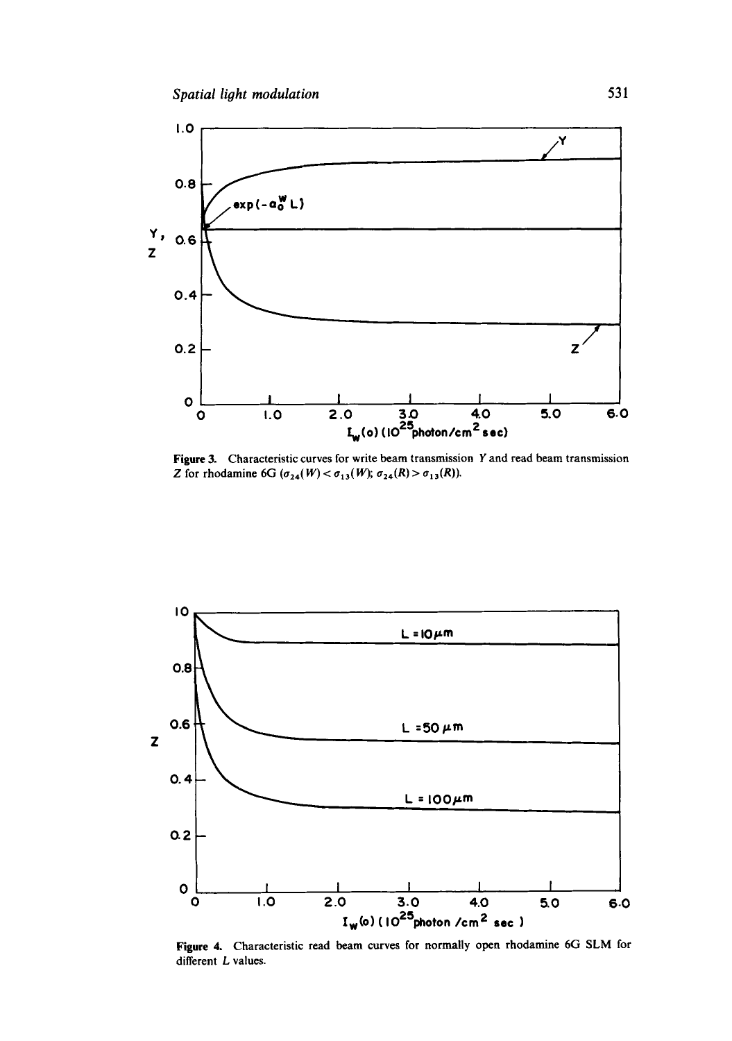Figure 3. Characteristic curves for write beam transmission $Y$ and read beam transmission $Z$ for rhodamine 6G ($\sigma_{24}(W) < \sigma_{13}(W)$; $\sigma_{24}(R) > \sigma_{13}(R)$).

Figure 4. Characteristic read beam curves for normally open rhodamine 6G SLM for different $L$ values.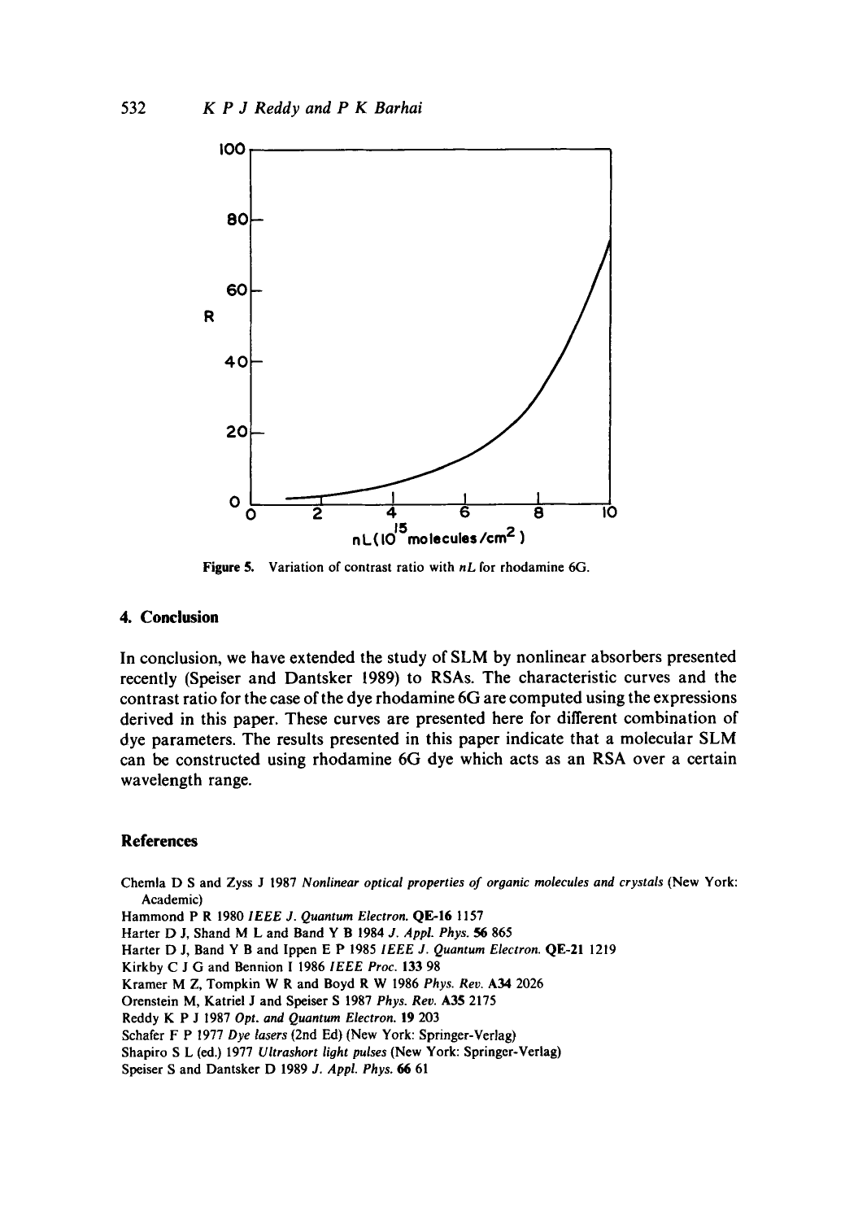100

80

60

R

40

20

0

0 2 4 6 8 10

$nL\,(10^{15}$ molecules/cm$^2$)

**Figure 5.** Variation of contrast ratio with $nL$ for rhodamine 6G.

## 4. Conclusion

In conclusion, we have extended the study of SLM by nonlinear absorbers presented recently (Speiser and Dantsker 1989) to RSAs. The characteristic curves and the contrast ratio for the case of the dye rhodamine 6G are computed using the expressions derived in this paper. These curves are presented here for different combination of dye parameters. The results presented in this paper indicate that a molecular SLM can be constructed using rhodamine 6G dye which acts as an RSA over a certain wavelength range.

## References

Chemla D S and Zyss J 1987 *Nonlinear optical properties of organic molecules and crystals* (New York: Academic)

Hammond P R 1980 *IEEE J. Quantum Electron.* **QE-16** 1157

Harter D J, Shand M L and Band Y B 1984 *J. Appl. Phys.* **56** 865

Harter D J, Band Y B and Ippen E P 1985 *IEEE J. Quantum Electron.* **QE-21** 1219

Kirkby C J G and Bennion I 1986 *IEEE Proc.* **133** 98

Kramer M Z, Tompkin W R and Boyd R W 1986 *Phys. Rev.* **A34** 2026

Orenstein M, Katriel J and Speiser S 1987 *Phys. Rev.* **A35** 2175

Reddy K P J 1987 *Opt. and Quantum Electron.* **19** 203

Schafer F P 1977 *Dye lasers* (2nd Ed) (New York: Springer-Verlag)

Shapiro S L (ed.) 1977 *Ultrashort light pulses* (New York: Springer-Verlag)

Speiser S and Dantsker D 1989 *J. Appl. Phys.* **66** 61